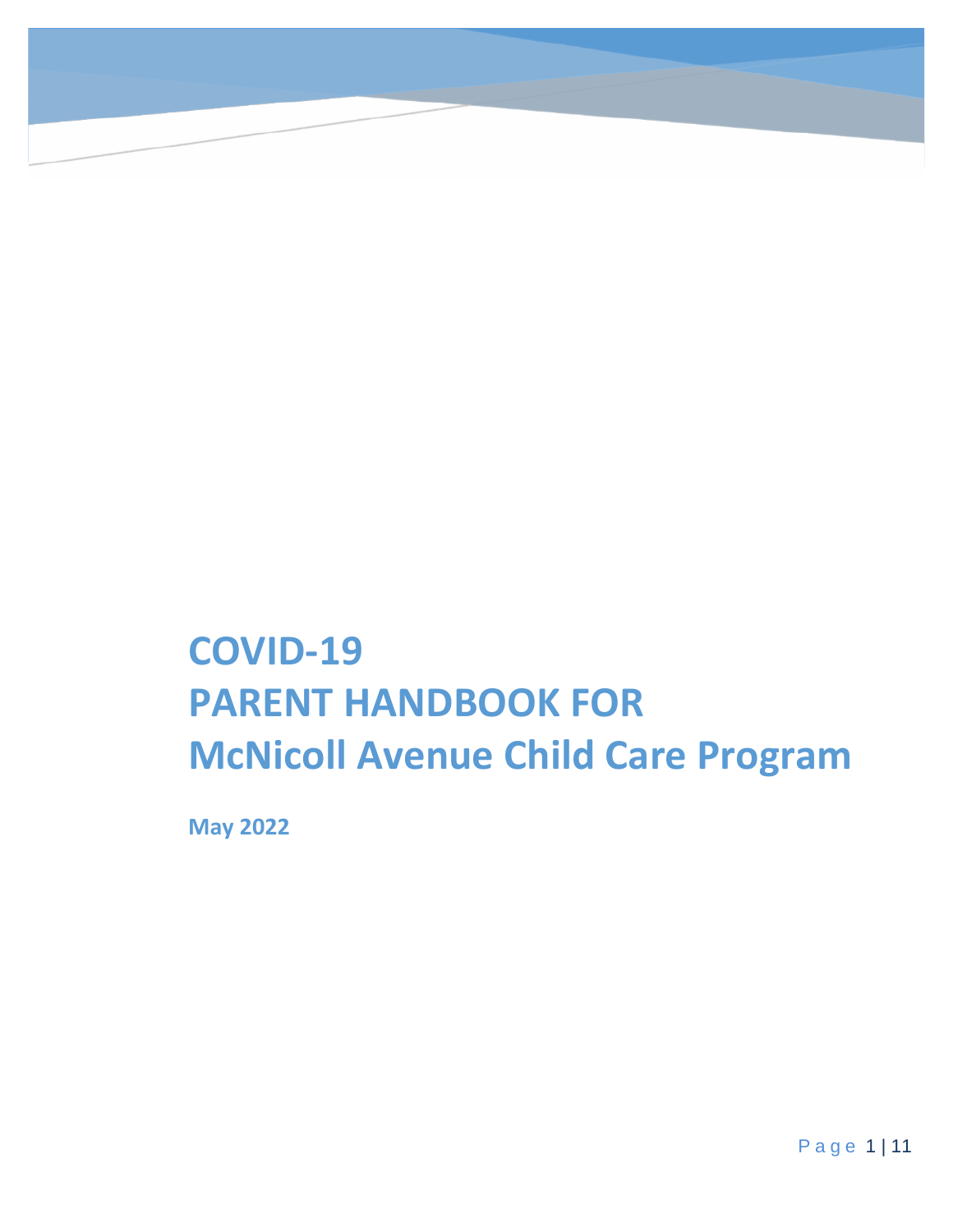# COVID-19
# PARENT HANDBOOK FOR
# McNicoll Avenue Child Care Program

**May 2022**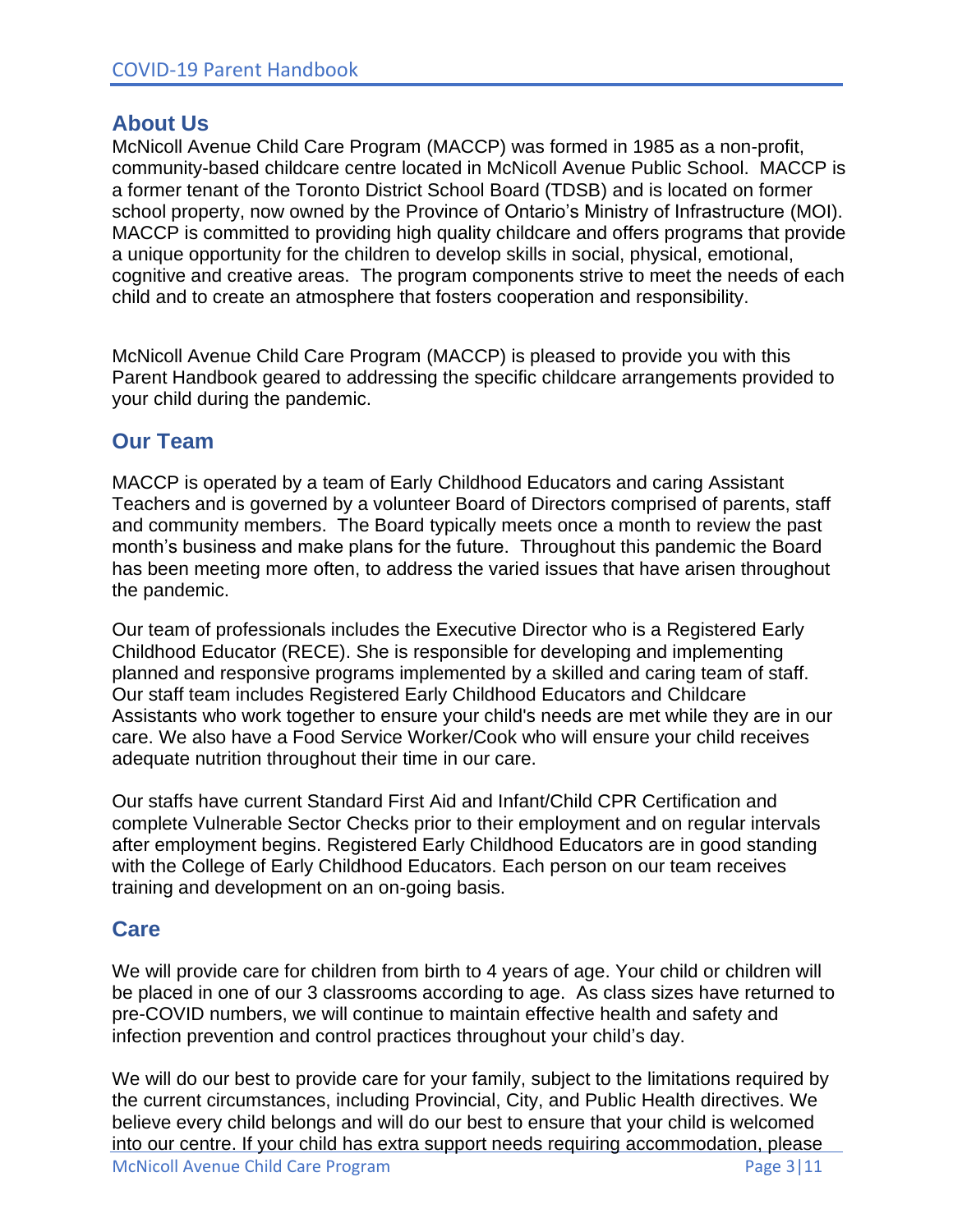## About Us

McNicoll Avenue Child Care Program (MACCP) was formed in 1985 as a non-profit, community-based childcare centre located in McNicoll Avenue Public School. MACCP is a former tenant of the Toronto District School Board (TDSB) and is located on former school property, now owned by the Province of Ontario's Ministry of Infrastructure (MOI). MACCP is committed to providing high quality childcare and offers programs that provide a unique opportunity for the children to develop skills in social, physical, emotional, cognitive and creative areas. The program components strive to meet the needs of each child and to create an atmosphere that fosters cooperation and responsibility.

McNicoll Avenue Child Care Program (MACCP) is pleased to provide you with this Parent Handbook geared to addressing the specific childcare arrangements provided to your child during the pandemic.

## Our Team

MACCP is operated by a team of Early Childhood Educators and caring Assistant Teachers and is governed by a volunteer Board of Directors comprised of parents, staff and community members. The Board typically meets once a month to review the past month's business and make plans for the future. Throughout this pandemic the Board has been meeting more often, to address the varied issues that have arisen throughout the pandemic.

Our team of professionals includes the Executive Director who is a Registered Early Childhood Educator (RECE). She is responsible for developing and implementing planned and responsive programs implemented by a skilled and caring team of staff. Our staff team includes Registered Early Childhood Educators and Childcare Assistants who work together to ensure your child's needs are met while they are in our care. We also have a Food Service Worker/Cook who will ensure your child receives adequate nutrition throughout their time in our care.

Our staffs have current Standard First Aid and Infant/Child CPR Certification and complete Vulnerable Sector Checks prior to their employment and on regular intervals after employment begins. Registered Early Childhood Educators are in good standing with the College of Early Childhood Educators. Each person on our team receives training and development on an on-going basis.

## Care

We will provide care for children from birth to 4 years of age. Your child or children will be placed in one of our 3 classrooms according to age. As class sizes have returned to pre-COVID numbers, we will continue to maintain effective health and safety and infection prevention and control practices throughout your child's day.

We will do our best to provide care for your family, subject to the limitations required by the current circumstances, including Provincial, City, and Public Health directives. We believe every child belongs and will do our best to ensure that your child is welcomed into our centre. If your child has extra support needs requiring accommodation, please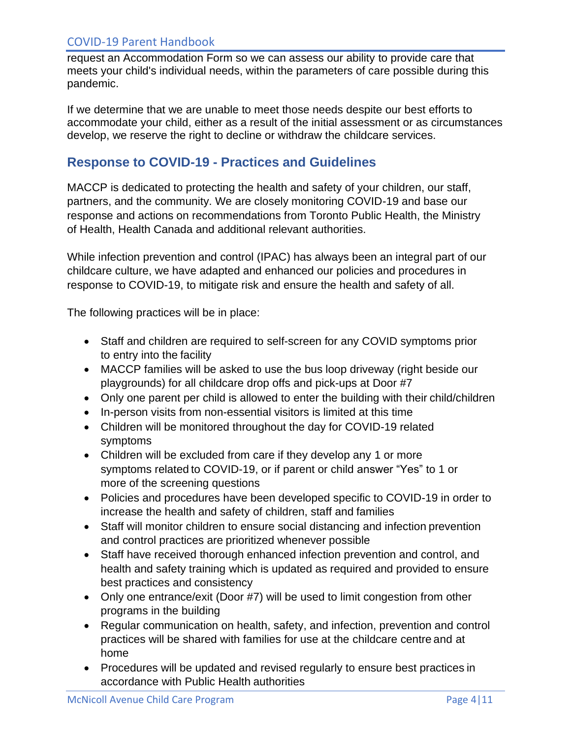request an Accommodation Form so we can assess our ability to provide care that meets your child's individual needs, within the parameters of care possible during this pandemic.

If we determine that we are unable to meet those needs despite our best efforts to accommodate your child, either as a result of the initial assessment or as circumstances develop, we reserve the right to decline or withdraw the childcare services.

## Response to COVID-19 - Practices and Guidelines

MACCP is dedicated to protecting the health and safety of your children, our staff, partners, and the community. We are closely monitoring COVID-19 and base our response and actions on recommendations from Toronto Public Health, the Ministry of Health, Health Canada and additional relevant authorities.

While infection prevention and control (IPAC) has always been an integral part of our childcare culture, we have adapted and enhanced our policies and procedures in response to COVID-19, to mitigate risk and ensure the health and safety of all.

The following practices will be in place:

- Staff and children are required to self-screen for any COVID symptoms prior to entry into the facility
- MACCP families will be asked to use the bus loop driveway (right beside our playgrounds) for all childcare drop offs and pick-ups at Door #7
- Only one parent per child is allowed to enter the building with their child/children
- In-person visits from non-essential visitors is limited at this time
- Children will be monitored throughout the day for COVID-19 related symptoms
- Children will be excluded from care if they develop any 1 or more symptoms related to COVID-19, or if parent or child answer "Yes" to 1 or more of the screening questions
- Policies and procedures have been developed specific to COVID-19 in order to increase the health and safety of children, staff and families
- Staff will monitor children to ensure social distancing and infection prevention and control practices are prioritized whenever possible
- Staff have received thorough enhanced infection prevention and control, and health and safety training which is updated as required and provided to ensure best practices and consistency
- Only one entrance/exit (Door #7) will be used to limit congestion from other programs in the building
- Regular communication on health, safety, and infection, prevention and control practices will be shared with families for use at the childcare centre and at home
- Procedures will be updated and revised regularly to ensure best practices in accordance with Public Health authorities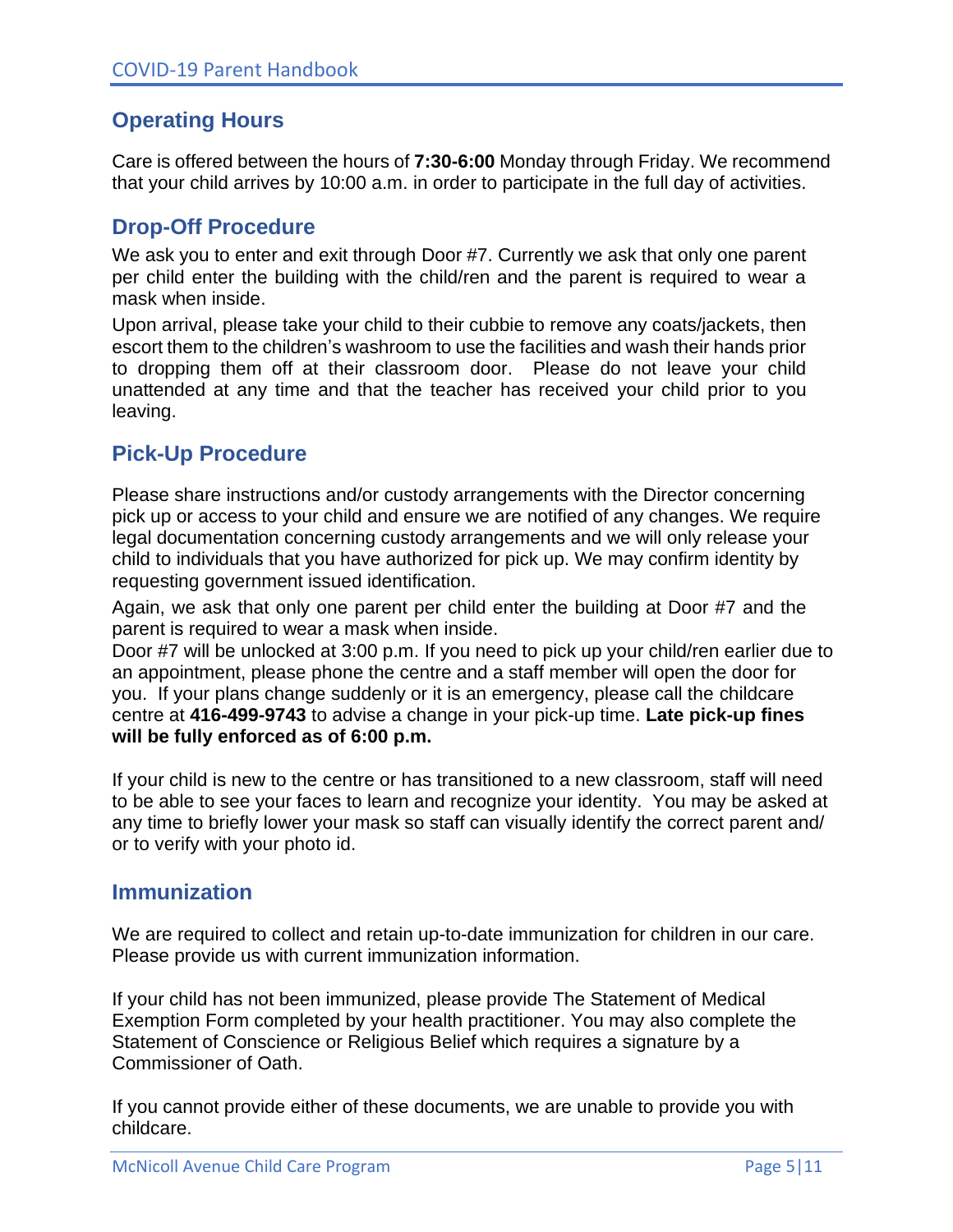## Operating Hours

Care is offered between the hours of **7:30-6:00** Monday through Friday. We recommend that your child arrives by 10:00 a.m. in order to participate in the full day of activities.

## Drop-Off Procedure

We ask you to enter and exit through Door #7. Currently we ask that only one parent per child enter the building with the child/ren and the parent is required to wear a mask when inside.

Upon arrival, please take your child to their cubbie to remove any coats/jackets, then escort them to the children's washroom to use the facilities and wash their hands prior to dropping them off at their classroom door. Please do not leave your child unattended at any time and that the teacher has received your child prior to you leaving.

## Pick-Up Procedure

Please share instructions and/or custody arrangements with the Director concerning pick up or access to your child and ensure we are notified of any changes. We require legal documentation concerning custody arrangements and we will only release your child to individuals that you have authorized for pick up. We may confirm identity by requesting government issued identification.

Again, we ask that only one parent per child enter the building at Door #7 and the parent is required to wear a mask when inside.

Door #7 will be unlocked at 3:00 p.m. If you need to pick up your child/ren earlier due to an appointment, please phone the centre and a staff member will open the door for you. If your plans change suddenly or it is an emergency, please call the childcare centre at **416-499-9743** to advise a change in your pick-up time. **Late pick-up fines will be fully enforced as of 6:00 p.m.**

If your child is new to the centre or has transitioned to a new classroom, staff will need to be able to see your faces to learn and recognize your identity. You may be asked at any time to briefly lower your mask so staff can visually identify the correct parent and/ or to verify with your photo id.

## Immunization

We are required to collect and retain up-to-date immunization for children in our care. Please provide us with current immunization information.

If your child has not been immunized, please provide The Statement of Medical Exemption Form completed by your health practitioner. You may also complete the Statement of Conscience or Religious Belief which requires a signature by a Commissioner of Oath.

If you cannot provide either of these documents, we are unable to provide you with childcare.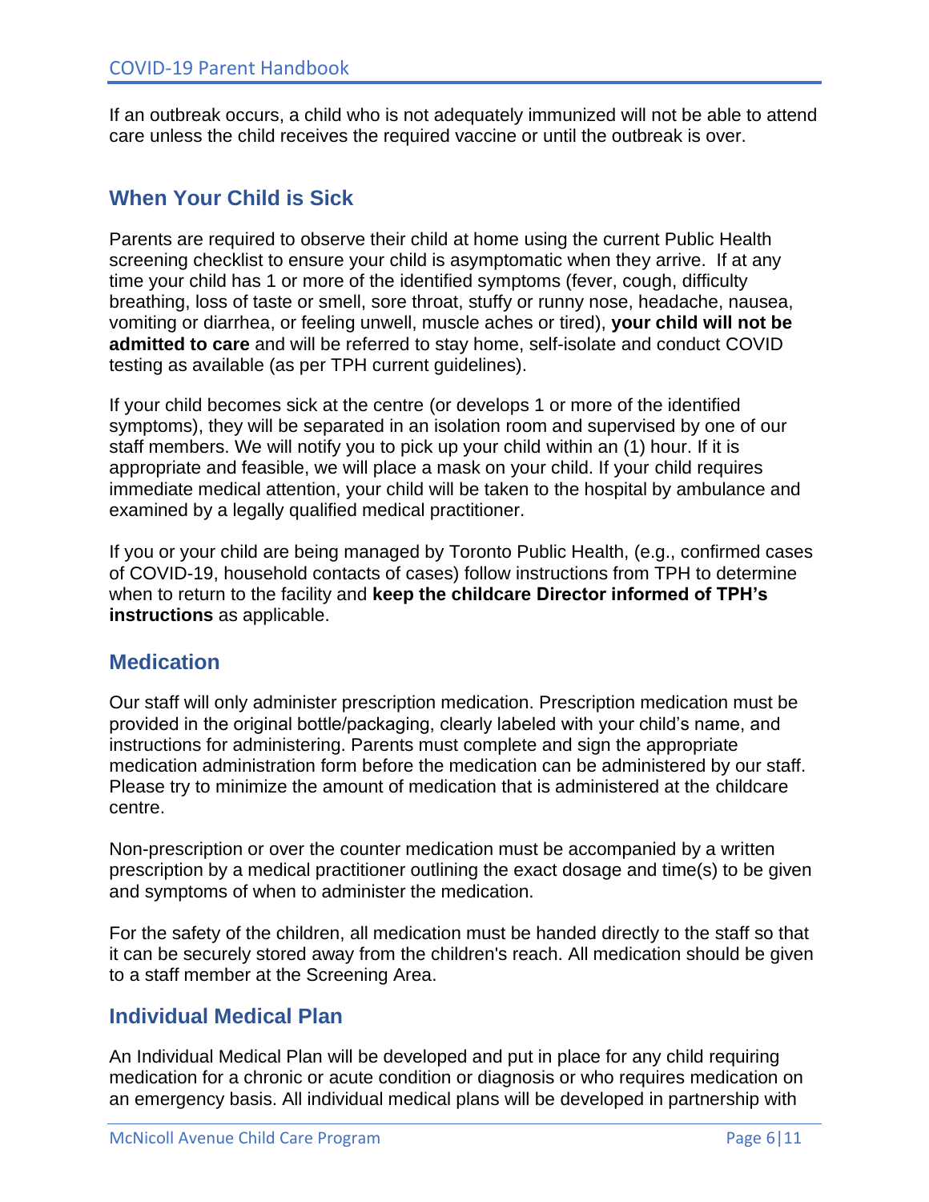If an outbreak occurs, a child who is not adequately immunized will not be able to attend care unless the child receives the required vaccine or until the outbreak is over.

## When Your Child is Sick

Parents are required to observe their child at home using the current Public Health screening checklist to ensure your child is asymptomatic when they arrive. If at any time your child has 1 or more of the identified symptoms (fever, cough, difficulty breathing, loss of taste or smell, sore throat, stuffy or runny nose, headache, nausea, vomiting or diarrhea, or feeling unwell, muscle aches or tired), **your child will not be admitted to care** and will be referred to stay home, self-isolate and conduct COVID testing as available (as per TPH current guidelines).

If your child becomes sick at the centre (or develops 1 or more of the identified symptoms), they will be separated in an isolation room and supervised by one of our staff members. We will notify you to pick up your child within an (1) hour. If it is appropriate and feasible, we will place a mask on your child. If your child requires immediate medical attention, your child will be taken to the hospital by ambulance and examined by a legally qualified medical practitioner.

If you or your child are being managed by Toronto Public Health, (e.g., confirmed cases of COVID-19, household contacts of cases) follow instructions from TPH to determine when to return to the facility and **keep the childcare Director informed of TPH's instructions** as applicable.

## Medication

Our staff will only administer prescription medication. Prescription medication must be provided in the original bottle/packaging, clearly labeled with your child's name, and instructions for administering. Parents must complete and sign the appropriate medication administration form before the medication can be administered by our staff. Please try to minimize the amount of medication that is administered at the childcare centre.

Non-prescription or over the counter medication must be accompanied by a written prescription by a medical practitioner outlining the exact dosage and time(s) to be given and symptoms of when to administer the medication.

For the safety of the children, all medication must be handed directly to the staff so that it can be securely stored away from the children's reach. All medication should be given to a staff member at the Screening Area.

## Individual Medical Plan

An Individual Medical Plan will be developed and put in place for any child requiring medication for a chronic or acute condition or diagnosis or who requires medication on an emergency basis. All individual medical plans will be developed in partnership with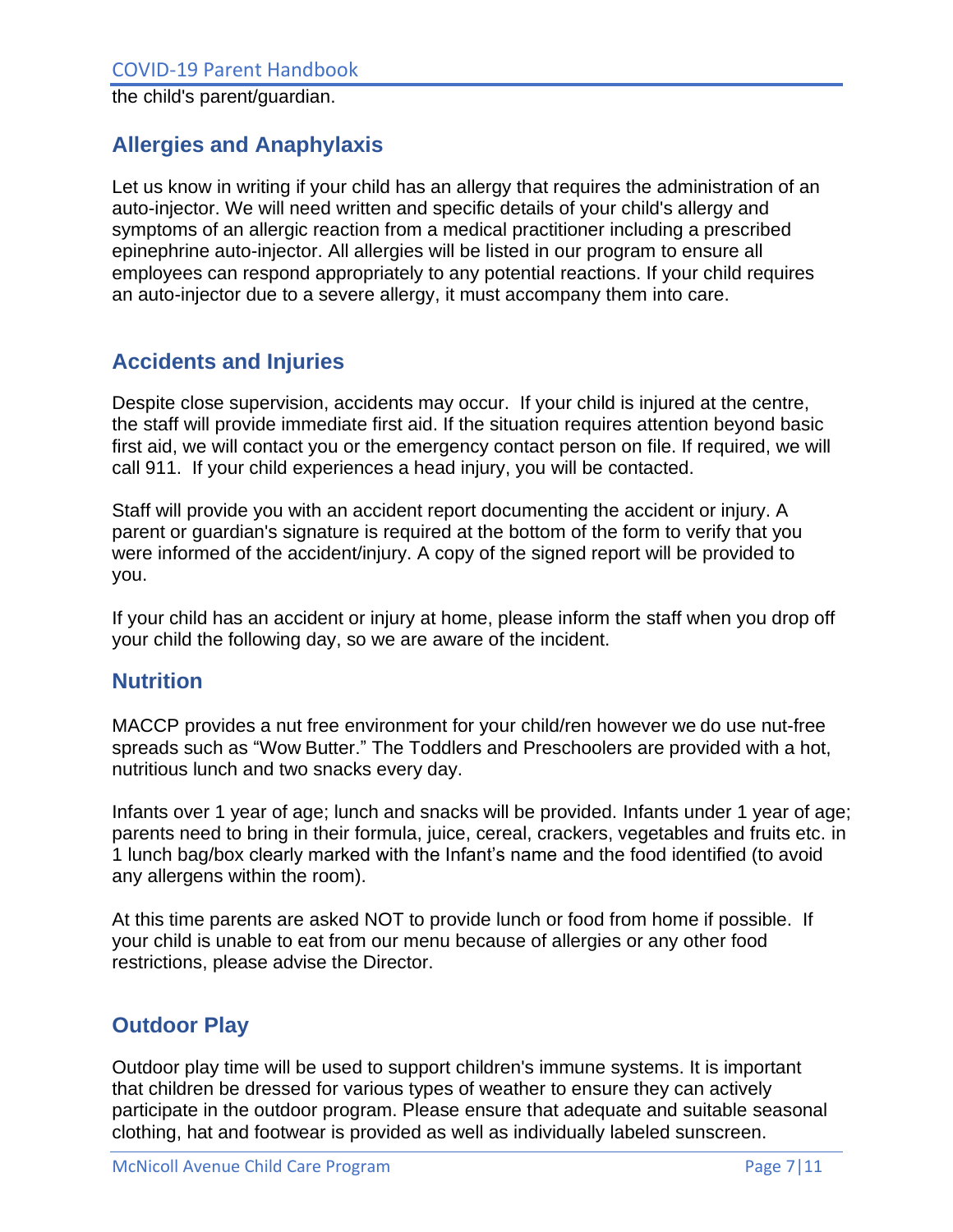the child's parent/guardian.

## Allergies and Anaphylaxis

Let us know in writing if your child has an allergy that requires the administration of an auto-injector. We will need written and specific details of your child's allergy and symptoms of an allergic reaction from a medical practitioner including a prescribed epinephrine auto-injector. All allergies will be listed in our program to ensure all employees can respond appropriately to any potential reactions. If your child requires an auto-injector due to a severe allergy, it must accompany them into care.

## Accidents and Injuries

Despite close supervision, accidents may occur. If your child is injured at the centre, the staff will provide immediate first aid. If the situation requires attention beyond basic first aid, we will contact you or the emergency contact person on file. If required, we will call 911. If your child experiences a head injury, you will be contacted.

Staff will provide you with an accident report documenting the accident or injury. A parent or guardian's signature is required at the bottom of the form to verify that you were informed of the accident/injury. A copy of the signed report will be provided to you.

If your child has an accident or injury at home, please inform the staff when you drop off your child the following day, so we are aware of the incident.

## Nutrition

MACCP provides a nut free environment for your child/ren however we do use nut-free spreads such as "Wow Butter." The Toddlers and Preschoolers are provided with a hot, nutritious lunch and two snacks every day.

Infants over 1 year of age; lunch and snacks will be provided. Infants under 1 year of age; parents need to bring in their formula, juice, cereal, crackers, vegetables and fruits etc. in 1 lunch bag/box clearly marked with the Infant's name and the food identified (to avoid any allergens within the room).

At this time parents are asked NOT to provide lunch or food from home if possible. If your child is unable to eat from our menu because of allergies or any other food restrictions, please advise the Director.

## Outdoor Play

Outdoor play time will be used to support children's immune systems. It is important that children be dressed for various types of weather to ensure they can actively participate in the outdoor program. Please ensure that adequate and suitable seasonal clothing, hat and footwear is provided as well as individually labeled sunscreen.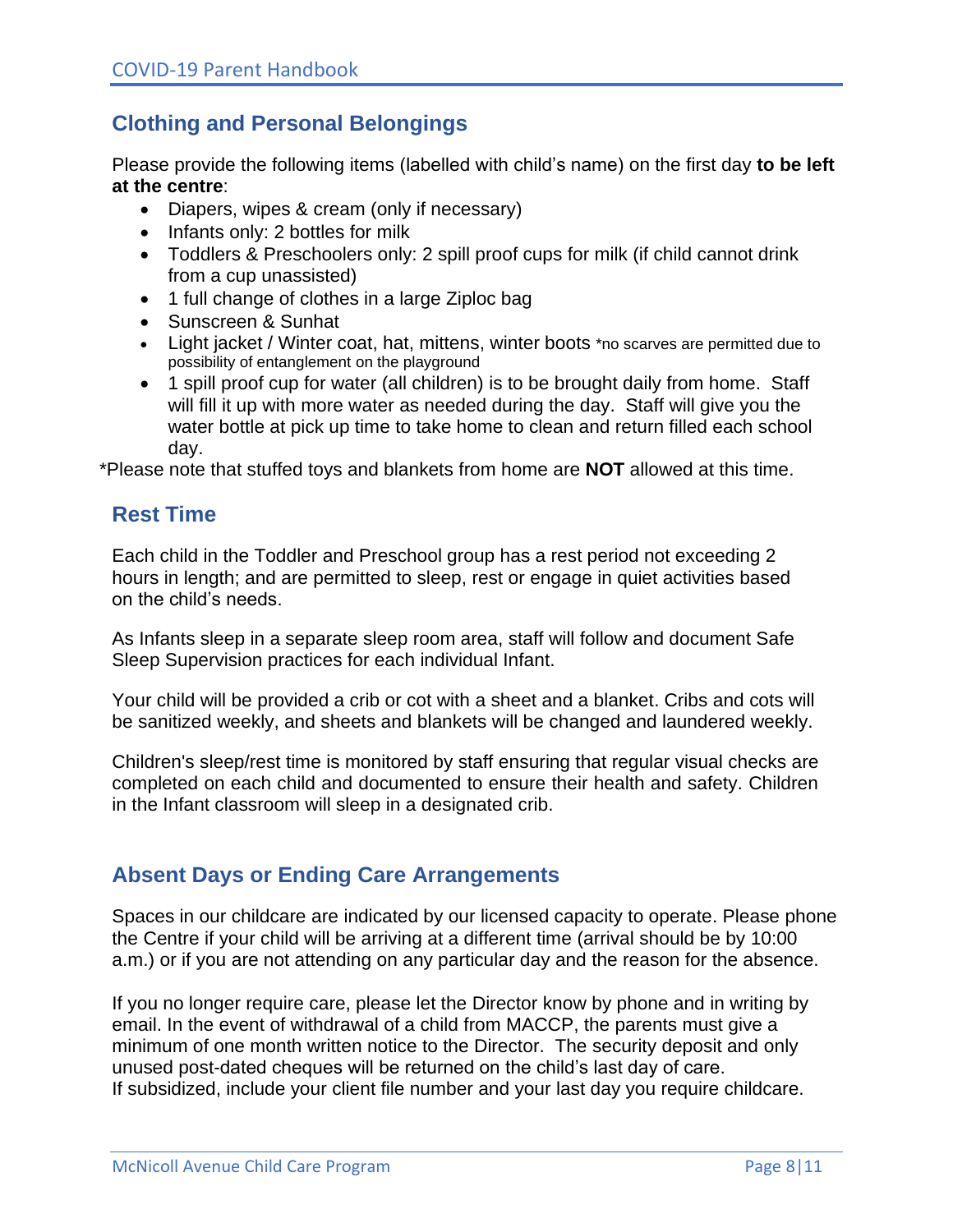## Clothing and Personal Belongings

Please provide the following items (labelled with child's name) on the first day **to be left at the centre**:

- Diapers, wipes & cream (only if necessary)
- Infants only: 2 bottles for milk
- Toddlers & Preschoolers only: 2 spill proof cups for milk (if child cannot drink from a cup unassisted)
- 1 full change of clothes in a large Ziploc bag
- Sunscreen & Sunhat
- Light jacket / Winter coat, hat, mittens, winter boots *no scarves are permitted due to possibility of entanglement on the playground
- 1 spill proof cup for water (all children) is to be brought daily from home. Staff will fill it up with more water as needed during the day. Staff will give you the water bottle at pick up time to take home to clean and return filled each school day.

*Please note that stuffed toys and blankets from home are **NOT** allowed at this time.

## Rest Time

Each child in the Toddler and Preschool group has a rest period not exceeding 2 hours in length; and are permitted to sleep, rest or engage in quiet activities based on the child's needs.

As Infants sleep in a separate sleep room area, staff will follow and document Safe Sleep Supervision practices for each individual Infant.

Your child will be provided a crib or cot with a sheet and a blanket. Cribs and cots will be sanitized weekly, and sheets and blankets will be changed and laundered weekly.

Children's sleep/rest time is monitored by staff ensuring that regular visual checks are completed on each child and documented to ensure their health and safety. Children in the Infant classroom will sleep in a designated crib.

## Absent Days or Ending Care Arrangements

Spaces in our childcare are indicated by our licensed capacity to operate. Please phone the Centre if your child will be arriving at a different time (arrival should be by 10:00 a.m.) or if you are not attending on any particular day and the reason for the absence.

If you no longer require care, please let the Director know by phone and in writing by email. In the event of withdrawal of a child from MACCP, the parents must give a minimum of one month written notice to the Director. The security deposit and only unused post-dated cheques will be returned on the child's last day of care.
If subsidized, include your client file number and your last day you require childcare.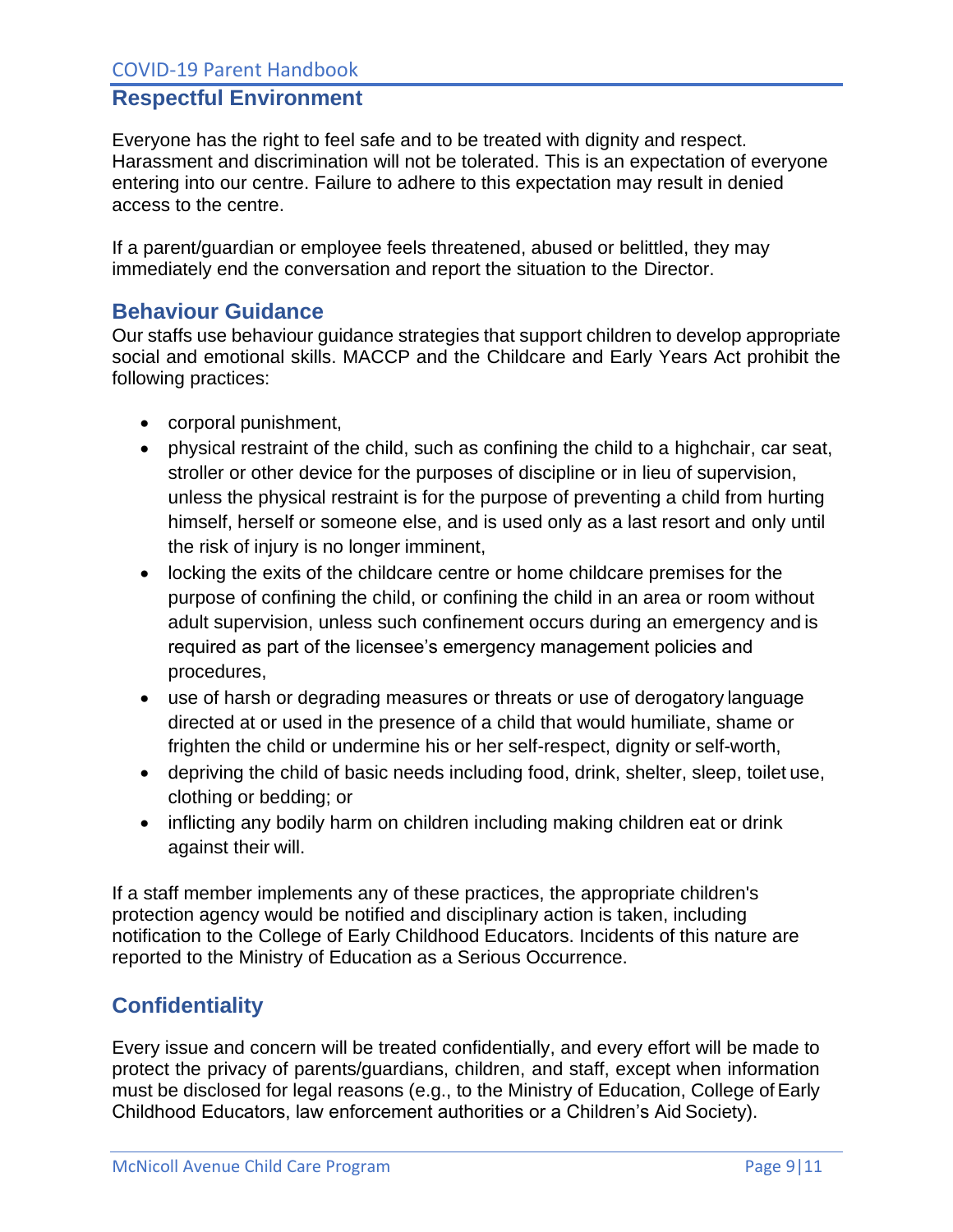## Respectful Environment

Everyone has the right to feel safe and to be treated with dignity and respect. Harassment and discrimination will not be tolerated. This is an expectation of everyone entering into our centre. Failure to adhere to this expectation may result in denied access to the centre.

If a parent/guardian or employee feels threatened, abused or belittled, they may immediately end the conversation and report the situation to the Director.

## Behaviour Guidance

Our staffs use behaviour guidance strategies that support children to develop appropriate social and emotional skills. MACCP and the Childcare and Early Years Act prohibit the following practices:

- corporal punishment,
- physical restraint of the child, such as confining the child to a highchair, car seat, stroller or other device for the purposes of discipline or in lieu of supervision, unless the physical restraint is for the purpose of preventing a child from hurting himself, herself or someone else, and is used only as a last resort and only until the risk of injury is no longer imminent,
- locking the exits of the childcare centre or home childcare premises for the purpose of confining the child, or confining the child in an area or room without adult supervision, unless such confinement occurs during an emergency and is required as part of the licensee's emergency management policies and procedures,
- use of harsh or degrading measures or threats or use of derogatory language directed at or used in the presence of a child that would humiliate, shame or frighten the child or undermine his or her self-respect, dignity or self-worth,
- depriving the child of basic needs including food, drink, shelter, sleep, toilet use, clothing or bedding; or
- inflicting any bodily harm on children including making children eat or drink against their will.

If a staff member implements any of these practices, the appropriate children's protection agency would be notified and disciplinary action is taken, including notification to the College of Early Childhood Educators. Incidents of this nature are reported to the Ministry of Education as a Serious Occurrence.

## Confidentiality

Every issue and concern will be treated confidentially, and every effort will be made to protect the privacy of parents/guardians, children, and staff, except when information must be disclosed for legal reasons (e.g., to the Ministry of Education, College of Early Childhood Educators, law enforcement authorities or a Children's Aid Society).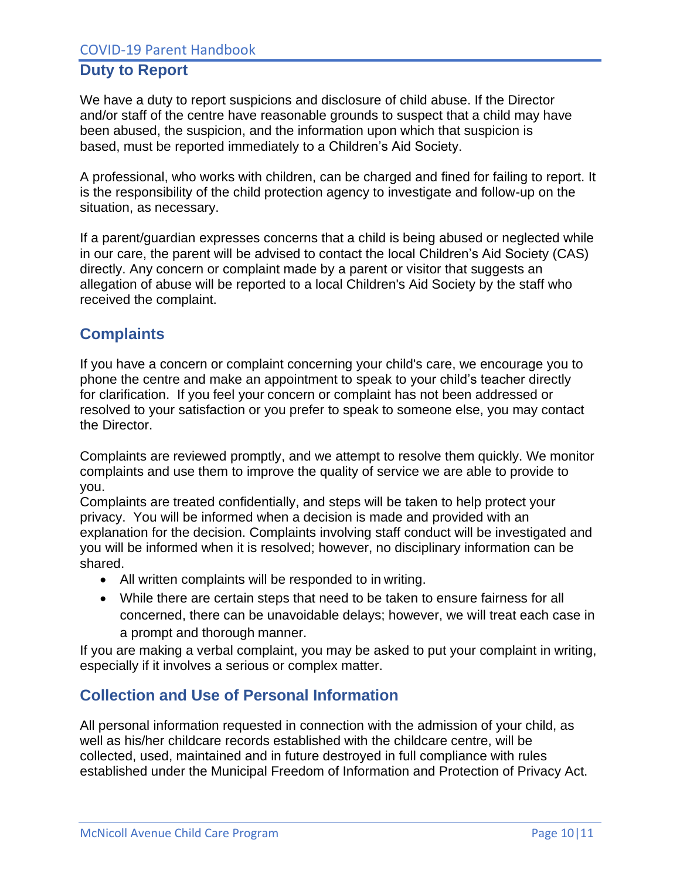## Duty to Report

We have a duty to report suspicions and disclosure of child abuse. If the Director and/or staff of the centre have reasonable grounds to suspect that a child may have been abused, the suspicion, and the information upon which that suspicion is based, must be reported immediately to a Children's Aid Society.

A professional, who works with children, can be charged and fined for failing to report. It is the responsibility of the child protection agency to investigate and follow-up on the situation, as necessary.

If a parent/guardian expresses concerns that a child is being abused or neglected while in our care, the parent will be advised to contact the local Children's Aid Society (CAS) directly. Any concern or complaint made by a parent or visitor that suggests an allegation of abuse will be reported to a local Children's Aid Society by the staff who received the complaint.

## Complaints

If you have a concern or complaint concerning your child's care, we encourage you to phone the centre and make an appointment to speak to your child's teacher directly for clarification. If you feel your concern or complaint has not been addressed or resolved to your satisfaction or you prefer to speak to someone else, you may contact the Director.

Complaints are reviewed promptly, and we attempt to resolve them quickly. We monitor complaints and use them to improve the quality of service we are able to provide to you.

Complaints are treated confidentially, and steps will be taken to help protect your privacy. You will be informed when a decision is made and provided with an explanation for the decision. Complaints involving staff conduct will be investigated and you will be informed when it is resolved; however, no disciplinary information can be shared.

- All written complaints will be responded to in writing.
- While there are certain steps that need to be taken to ensure fairness for all concerned, there can be unavoidable delays; however, we will treat each case in a prompt and thorough manner.

If you are making a verbal complaint, you may be asked to put your complaint in writing, especially if it involves a serious or complex matter.

## Collection and Use of Personal Information

All personal information requested in connection with the admission of your child, as well as his/her childcare records established with the childcare centre, will be collected, used, maintained and in future destroyed in full compliance with rules established under the Municipal Freedom of Information and Protection of Privacy Act.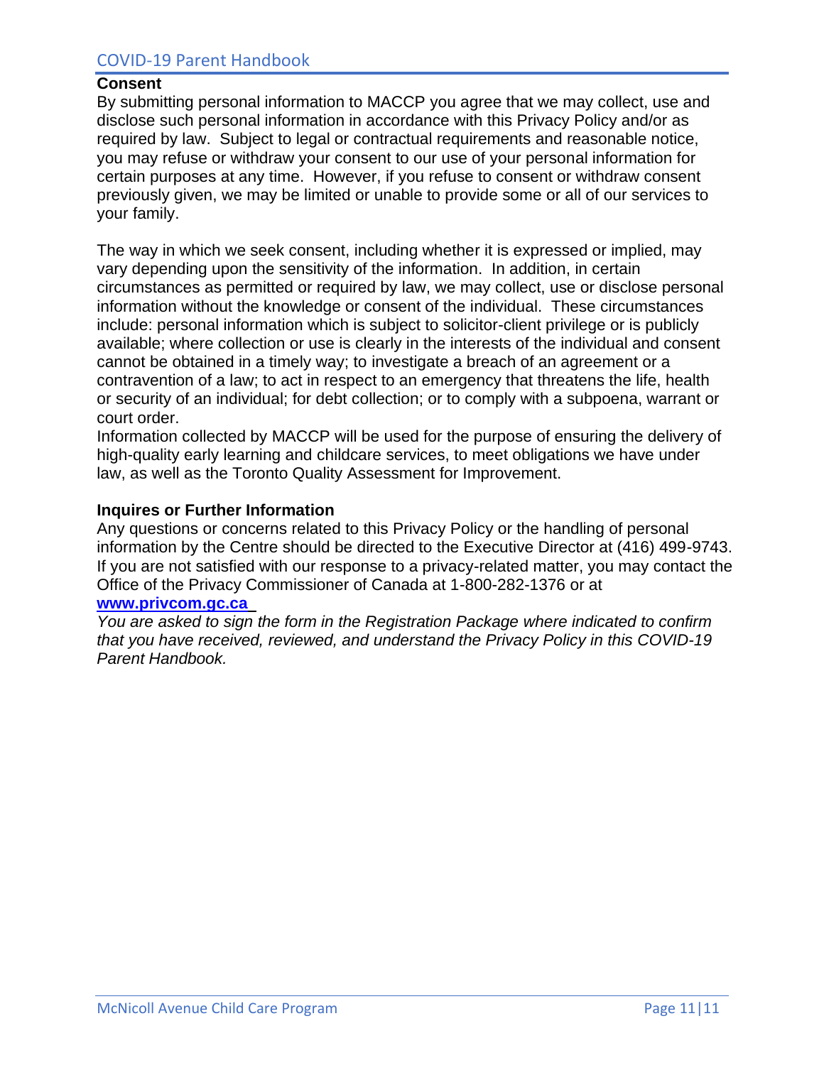**Consent**

By submitting personal information to MACCP you agree that we may collect, use and disclose such personal information in accordance with this Privacy Policy and/or as required by law. Subject to legal or contractual requirements and reasonable notice, you may refuse or withdraw your consent to our use of your personal information for certain purposes at any time. However, if you refuse to consent or withdraw consent previously given, we may be limited or unable to provide some or all of our services to your family.

The way in which we seek consent, including whether it is expressed or implied, may vary depending upon the sensitivity of the information. In addition, in certain circumstances as permitted or required by law, we may collect, use or disclose personal information without the knowledge or consent of the individual. These circumstances include: personal information which is subject to solicitor-client privilege or is publicly available; where collection or use is clearly in the interests of the individual and consent cannot be obtained in a timely way; to investigate a breach of an agreement or a contravention of a law; to act in respect to an emergency that threatens the life, health or security of an individual; for debt collection; or to comply with a subpoena, warrant or court order.

Information collected by MACCP will be used for the purpose of ensuring the delivery of high-quality early learning and childcare services, to meet obligations we have under law, as well as the Toronto Quality Assessment for Improvement.

**Inquires or Further Information**

Any questions or concerns related to this Privacy Policy or the handling of personal information by the Centre should be directed to the Executive Director at (416) 499-9743. If you are not satisfied with our response to a privacy-related matter, you may contact the Office of the Privacy Commissioner of Canada at 1-800-282-1376 or at **www.privcom.gc.ca**

*You are asked to sign the form in the Registration Package where indicated to confirm that you have received, reviewed, and understand the Privacy Policy in this COVID-19 Parent Handbook.*